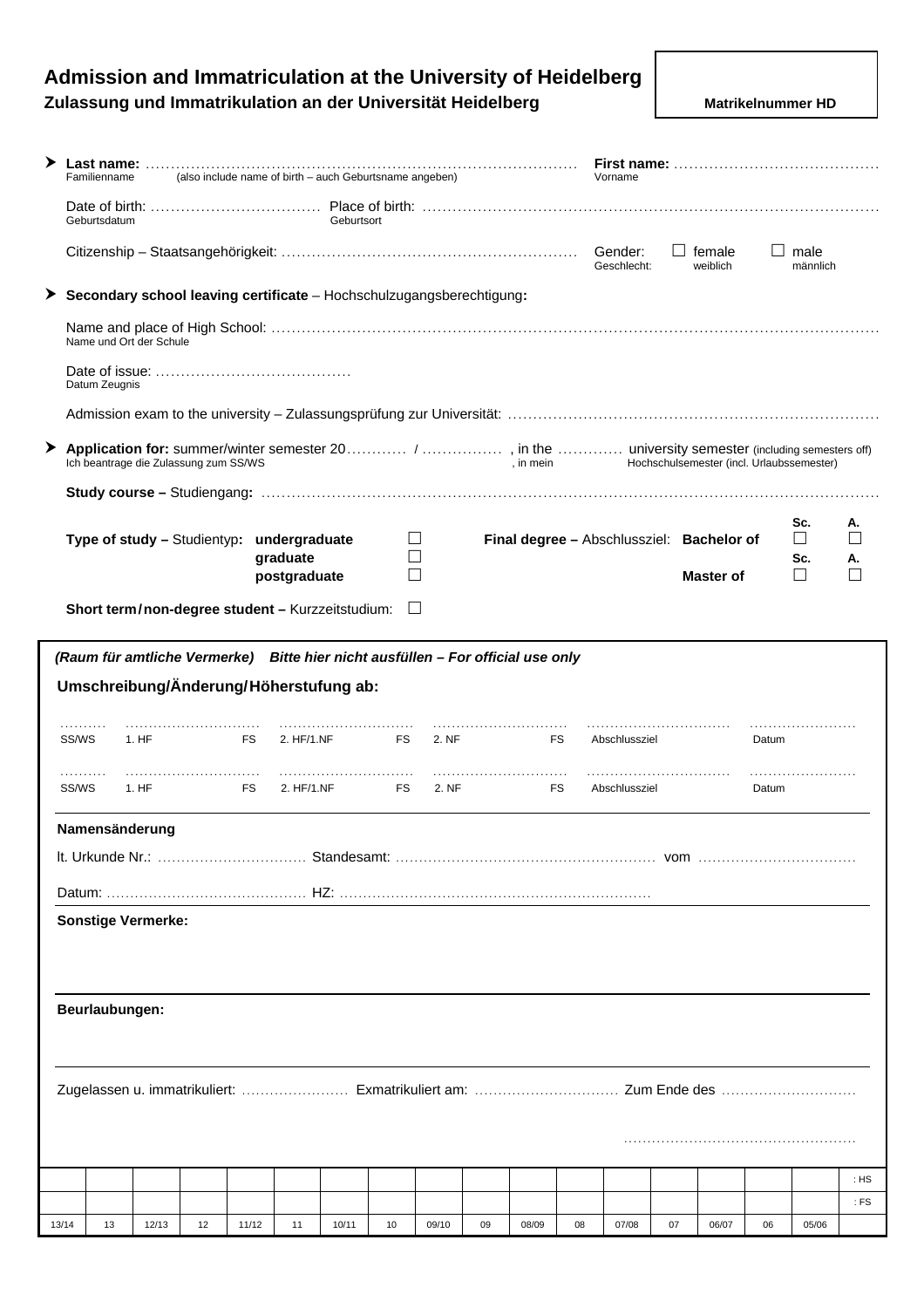# Admission and Immatriculation at the University of Heidelberg

## Zulassung und Immatrikulation an der Universität Heidelberg

**Matrikelnummer HD**

- **Last name:** ……………………………………………………………………………… **First name:** ……………………………………
  Familienname (also include name of birth – auch Geburtsname angeben) Vorname

  Date of birth: …………………………… Place of birth: ………………………………………………………………………………
  Geburtsdatum Geburtsort

  Citizenship – Staatsangehörigkeit: …………………………………………………… Gender: ☐ female ☐ male
  Geschlecht: weiblich männlich

- **Secondary school leaving certificate** – Hochschulzugangsberechtigung**:**

  Name and place of High School: ……………………………………………………………………………………………………………
  Name und Ort der Schule

  Date of issue: …………………………………
  Datum Zeugnis

  Admission exam to the university – Zulassungsprüfung zur Universität: …………………………………………………………………

- **Application for:** summer/winter semester 20………… / …………… , in the ………… university semester (including semesters off)
  Ich beantrage die Zulassung zum SS/WS , in mein Hochschulsemester (incl. Urlaubssemester)

  **Study course –** Studiengang**:** ……………………………………………………………………………………………………………

  **Type of study –** Studientyp**:** **undergraduate** ☐ **graduate** ☐ **postgraduate** ☐

  **Final degree –** Abschlussziel: **Bachelor of** Sc. ☐ A. ☐ **Master of** Sc. ☐ A. ☐

  **Short term / non-degree student –** Kurzzeitstudium: ☐

***(Raum für amtliche Vermerke) Bitte hier nicht ausfüllen – For official use only***

**Umschreibung/Änderung/Höherstufung ab:**

……… ………………………… ………………………… ………………………… ………………………… ……………………
SS/WS 1. HF FS 2. HF/1.NF FS 2. NF FS Abschlussziel Datum

……… ………………………… ………………………… ………………………… ………………………… ……………………
SS/WS 1. HF FS 2. HF/1.NF FS 2. NF FS Abschlussziel Datum

**Namensänderung**

lt. Urkunde Nr.: …………………………… Standesamt: ………………………………………………… vom ……………………………

Datum: …………………………………… HZ: …………………………………………………………

**Sonstige Vermerke:**

**Beurlaubungen:**

Zugelassen u. immatrikuliert: ………………… Exmatrikuliert am: ………………………… Zum Ende des ………………………

……………………………………………

| | | | | | | | | | | | | | | | | | : HS |
|---|---|---|---|---|---|---|---|---|---|---|---|---|---|---|---|---|---|
| | | | | | | | | | | | | | | | | | : FS |
| 13/14 | 13 | 12/13 | 12 | 11/12 | 11 | 10/11 | 10 | 09/10 | 09 | 08/09 | 08 | 07/08 | 07 | 06/07 | 06 | 05/06 | |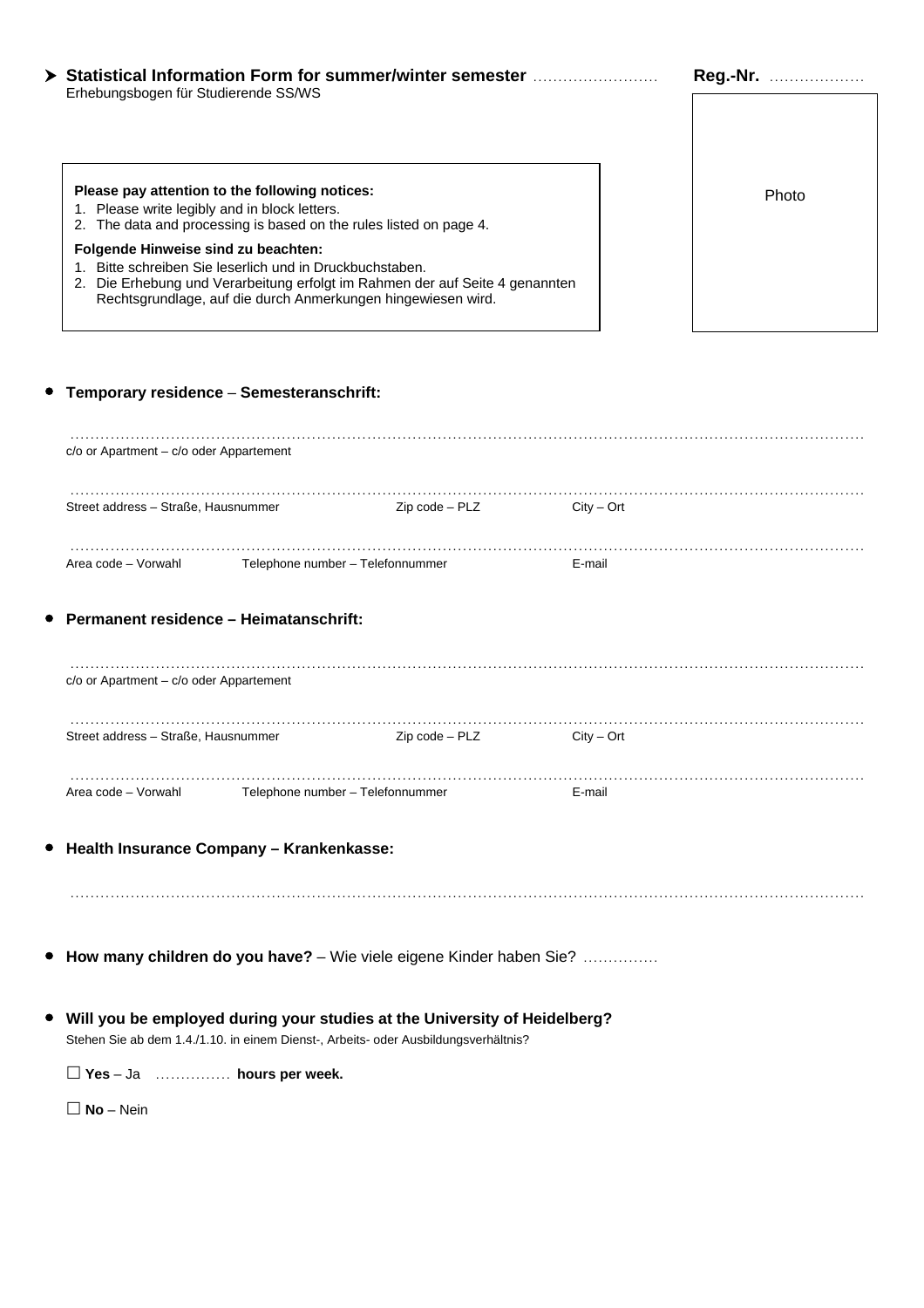➤ **Statistical Information Form for summer/winter semester** ……………………  **Reg.-Nr.** ………………

Erhebungsbogen für Studierende SS/WS

Photo

**Please pay attention to the following notices:**

1. Please write legibly and in block letters.
2. The data and processing is based on the rules listed on page 4.

**Folgende Hinweise sind zu beachten:**

1. Bitte schreiben Sie leserlich und in Druckbuchstaben.
2. Die Erhebung und Verarbeitung erfolgt im Rahmen der auf Seite 4 genannten Rechtsgrundlage, auf die durch Anmerkungen hingewiesen wird.

- **Temporary residence – Semesteranschrift:**

………………………………………………………………………………………………………………………………

c/o or Apartment – c/o oder Appartement

………………………………………………………………………………………………………………………………

Street address – Straße, Hausnummer  Zip code – PLZ  City – Ort

………………………………………………………………………………………………………………………………

Area code – Vorwahl  Telephone number – Telefonnummer  E-mail

- **Permanent residence – Heimatanschrift:**

………………………………………………………………………………………………………………………………

c/o or Apartment – c/o oder Appartement

………………………………………………………………………………………………………………………………

Street address – Straße, Hausnummer  Zip code – PLZ  City – Ort

………………………………………………………………………………………………………………………………

Area code – Vorwahl  Telephone number – Telefonnummer  E-mail

- **Health Insurance Company – Krankenkasse:**

………………………………………………………………………………………………………………………………

- **How many children do you have?** – Wie viele eigene Kinder haben Sie? ……………

- **Will you be employed during your studies at the University of Heidelberg?**

  Stehen Sie ab dem 1.4./1.10. in einem Dienst-, Arbeits- oder Ausbildungsverhältnis?

  ☐ **Yes** – Ja …………… **hours per week.**

  ☐ **No** – Nein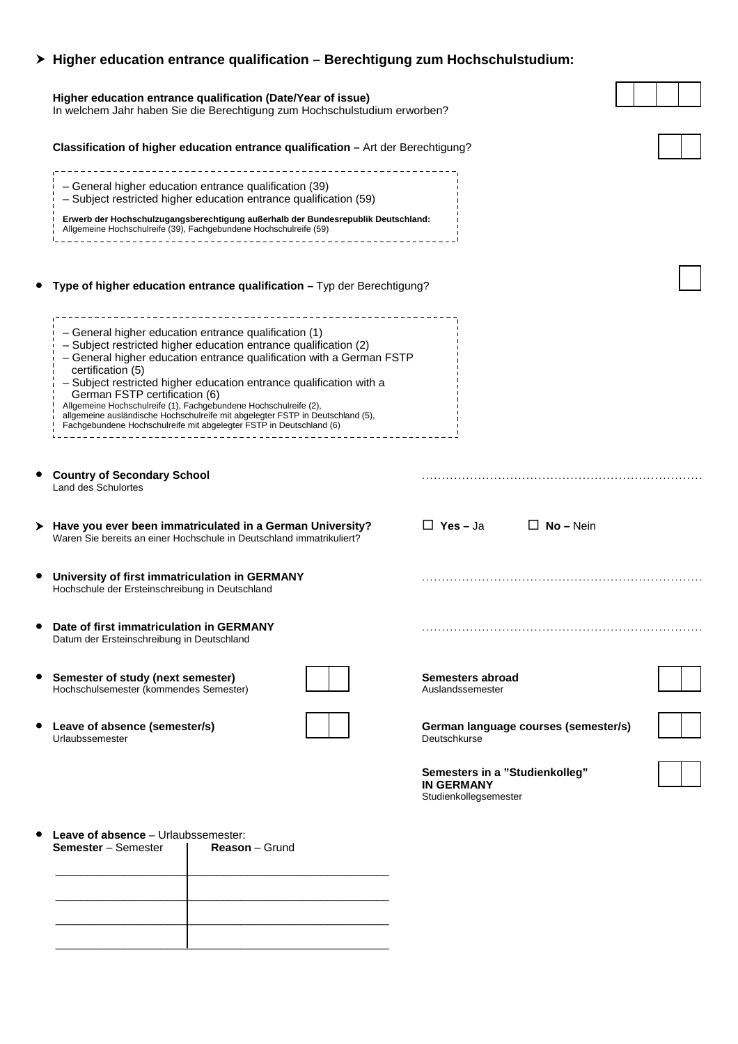## ➤ Higher education entrance qualification – Berechtigung zum Hochschulstudium:

**Higher education entrance qualification (Date/Year of issue)**
In welchem Jahr haben Sie die Berechtigung zum Hochschulstudium erworben?

| | | | |
|---|---|---|---|

**Classification of higher education entrance qualification –** Art der Berechtigung?

| | |
|---|---|

– General higher education entrance qualification (39)
– Subject restricted higher education entrance qualification (59)

**Erwerb der Hochschulzugangsberechtigung außerhalb der Bundesrepublik Deutschland:**
Allgemeine Hochschulreife (39), Fachgebundene Hochschulreife (59)

- **Type of higher education entrance qualification –** Typ der Berechtigung?

| |
|---|

– General higher education entrance qualification (1)
– Subject restricted higher education entrance qualification (2)
– General higher education entrance qualification with a German FSTP certification (5)
– Subject restricted higher education entrance qualification with a German FSTP certification (6)
Allgemeine Hochschulreife (1), Fachgebundene Hochschulreife (2), allgemeine ausländische Hochschulreife mit abgelegter FSTP in Deutschland (5), Fachgebundene Hochschulreife mit abgelegter FSTP in Deutschland (6)

- **Country of Secondary School** ....................................................................
  Land des Schulortes

➤ **Have you ever been immatriculated in a German University?** ☐ **Yes –** Ja ☐ **No –** Nein
Waren Sie bereits an einer Hochschule in Deutschland immatrikuliert?

- **University of first immatriculation in GERMANY** ....................................................................
  Hochschule der Ersteinschreibung in Deutschland

- **Date of first immatriculation in GERMANY** ....................................................................
  Datum der Ersteinschreibung in Deutschland

- **Semester of study (next semester)** ☐☐
  Hochschulsemester (kommendes Semester)

- **Leave of absence (semester/s)** ☐☐
  Urlaubssemester

**Semesters abroad** ☐☐
Auslandssemester

**German language courses (semester/s)** ☐☐
Deutschkurse

**Semesters in a "Studienkolleg" IN GERMANY** ☐☐
Studienkollegsemester

- **Leave of absence** – Urlaubssemester:

| **Semester** – Semester | **Reason** – Grund |
|---|---|
| | |
| | |
| | |
| | |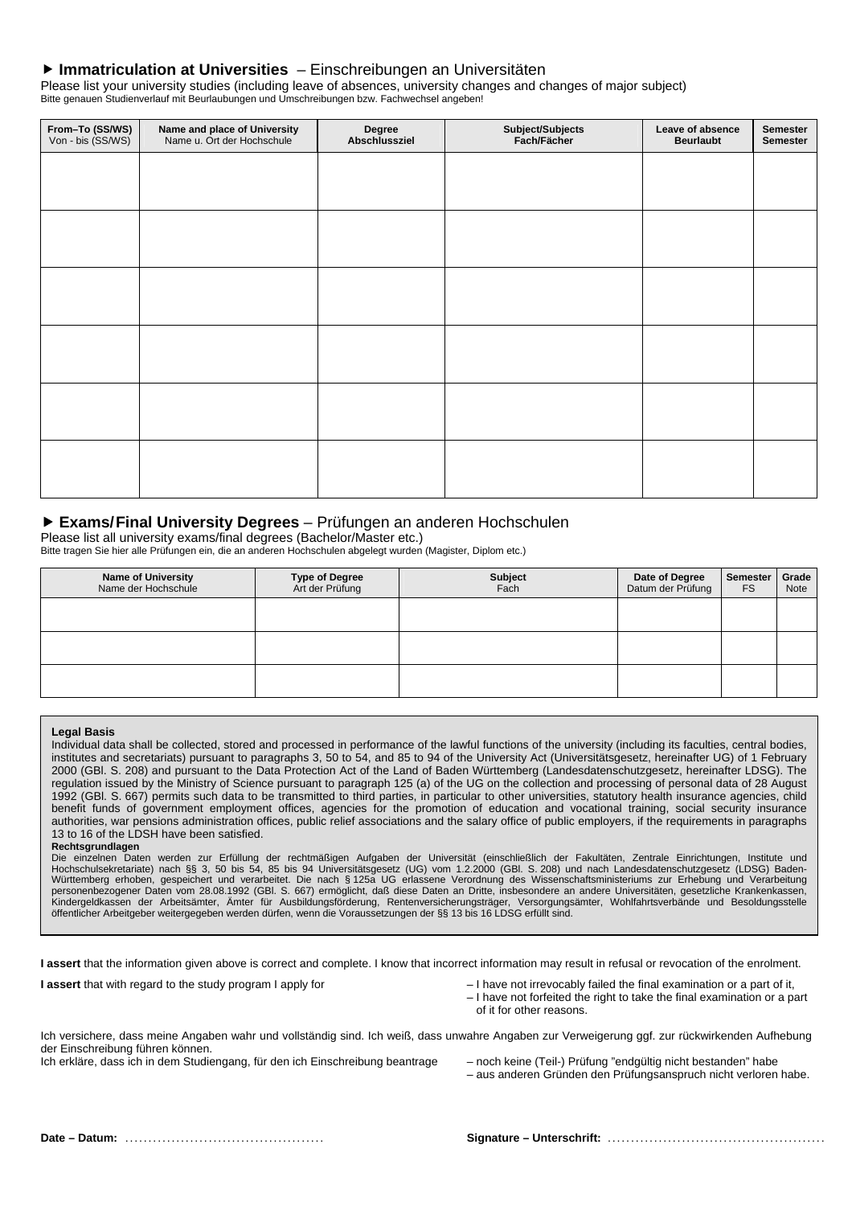## ▶ Immatriculation at Universities – Einschreibungen an Universitäten

Please list your university studies (including leave of absences, university changes and changes of major subject)
Bitte genauen Studienverlauf mit Beurlaubungen und Umschreibungen bzw. Fachwechsel angeben!

| From–To (SS/WS)<br>Von - bis (SS/WS) | Name and place of University<br>Name u. Ort der Hochschule | Degree<br>Abschlussziel | Subject/Subjects<br>Fach/Fächer | Leave of absence<br>Beurlaubt | Semester<br>Semester |
|---|---|---|---|---|---|
| | | | | | |
| | | | | | |
| | | | | | |
| | | | | | |
| | | | | | |
| | | | | | |

## ▶ Exams/ Final University Degrees – Prüfungen an anderen Hochschulen

Please list all university exams/final degrees (Bachelor/Master etc.)
Bitte tragen Sie hier alle Prüfungen ein, die an anderen Hochschulen abgelegt wurden (Magister, Diplom etc.)

| Name of University<br>Name der Hochschule | Type of Degree<br>Art der Prüfung | Subject<br>Fach | Date of Degree<br>Datum der Prüfung | Semester<br>FS | Grade<br>Note |
|---|---|---|---|---|---|
| | | | | | |
| | | | | | |
| | | | | | |

**Legal Basis**
Individual data shall be collected, stored and processed in performance of the lawful functions of the university (including its faculties, central bodies, institutes and secretariats) pursuant to paragraphs 3, 50 to 54, and 85 to 94 of the University Act (Universitätsgesetz, hereinafter UG) of 1 February 2000 (GBl. S. 208) and pursuant to the Data Protection Act of the Land of Baden Württemberg (Landesdatenschutzgesetz, hereinafter LDSG). The regulation issued by the Ministry of Science pursuant to paragraph 125 (a) of the UG on the collection and processing of personal data of 28 August 1992 (GBl. S. 667) permits such data to be transmitted to third parties, in particular to other universities, statutory health insurance agencies, child benefit funds of government employment offices, agencies for the promotion of education and vocational training, social security insurance authorities, war pensions administration offices, public relief associations and the salary office of public employers, if the requirements in paragraphs 13 to 16 of the LDSH have been satisfied.

**Rechtsgrundlagen**
Die einzelnen Daten werden zur Erfüllung der rechtmäßigen Aufgaben der Universität (einschließlich der Fakultäten, Zentrale Einrichtungen, Institute und Hochschulsekretariate) nach §§ 3, 50 bis 54, 85 bis 94 Universitätsgesetz (UG) vom 1.2.2000 (GBl. S. 208) und nach Landesdatenschutzgesetz (LDSG) Baden-Württemberg erhoben, gespeichert und verarbeitet. Die nach § 125a UG erlassene Verordnung des Wissenschaftsministeriums zur Erhebung und Verarbeitung personenbezogener Daten vom 28.08.1992 (GBl. S. 667) ermöglicht, daß diese Daten an Dritte, insbesondere an andere Universitäten, gesetzliche Krankenkassen, Kindergeldkassen der Arbeitsämter, Ämter für Ausbildungsförderung, Rentenversicherungsträger, Versorgungsämter, Wohlfahrtsverbände und Besoldungsstelle öffentlicher Arbeitgeber weitergegeben werden dürfen, wenn die Voraussetzungen der §§ 13 bis 16 LDSG erfüllt sind.

**I assert** that the information given above is correct and complete. I know that incorrect information may result in refusal or revocation of the enrolment.

**I assert** that with regard to the study program I apply for
– I have not irrevocably failed the final examination or a part of it,
– I have not forfeited the right to take the final examination or a part of it for other reasons.

Ich versichere, dass meine Angaben wahr und vollständig sind. Ich weiß, dass unwahre Angaben zur Verweigerung ggf. zur rückwirkenden Aufhebung der Einschreibung führen können.

Ich erkläre, dass ich in dem Studiengang, für den ich Einschreibung beantrage
– noch keine (Teil-) Prüfung "endgültig nicht bestanden" habe
– aus anderen Gründen den Prüfungsanspruch nicht verloren habe.

**Date – Datum:** ..........................................

**Signature – Unterschrift:** ..............................................